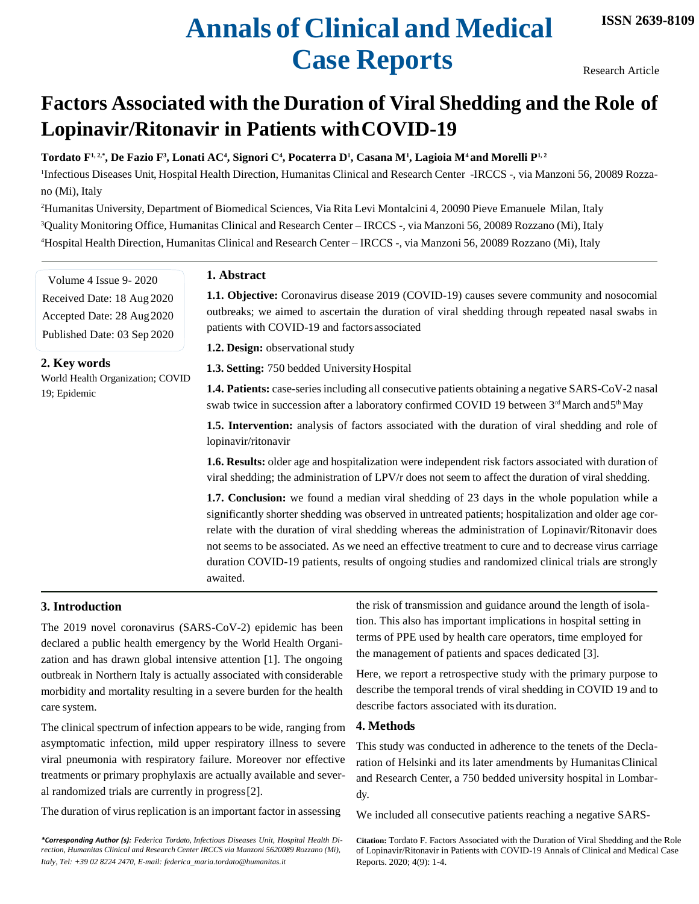# Factors Associated with the Duration of Viral Shedding and the Role of Lopinavir/Ritonavir in Patients with COVID-19

**Tordato F[1, 2,*], De Fazio F[3], Lonati AC[4], Signori C[4], Pocaterra D[1], Casana M[1], Lagioia M[4] and Morelli P[1, 2]**

[1]Infectious Diseases Unit, Hospital Health Direction, Humanitas Clinical and Research Center -IRCCS -, via Manzoni 56, 20089 Rozzano (Mi), Italy

[2]Humanitas University, Department of Biomedical Sciences, Via Rita Levi Montalcini 4, 20090 Pieve Emanuele Milan, Italy

[3]Quality Monitoring Office, Humanitas Clinical and Research Center – IRCCS -, via Manzoni 56, 20089 Rozzano (Mi), Italy

[4]Hospital Health Direction, Humanitas Clinical and Research Center – IRCCS -, via Manzoni 56, 20089 Rozzano (Mi), Italy

Volume 4 Issue 9- 2020
Received Date: 18 Aug 2020
Accepted Date: 28 Aug 2020
Published Date: 03 Sep 2020

## 1. Abstract

**1.1. Objective:** Coronavirus disease 2019 (COVID-19) causes severe community and nosocomial outbreaks; we aimed to ascertain the duration of viral shedding through repeated nasal swabs in patients with COVID-19 and factors associated

**1.2. Design:** observational study

**1.3. Setting:** 750 bedded University Hospital

**1.4. Patients:** case-series including all consecutive patients obtaining a negative SARS-CoV-2 nasal swab twice in succession after a laboratory confirmed COVID 19 between 3rd March and 5th May

**1.5. Intervention:** analysis of factors associated with the duration of viral shedding and role of lopinavir/ritonavir

**1.6. Results:** older age and hospitalization were independent risk factors associated with duration of viral shedding; the administration of LPV/r does not seem to affect the duration of viral shedding.

**1.7. Conclusion:** we found a median viral shedding of 23 days in the whole population while a significantly shorter shedding was observed in untreated patients; hospitalization and older age correlate with the duration of viral shedding whereas the administration of Lopinavir/Ritonavir does not seems to be associated. As we need an effective treatment to cure and to decrease virus carriage duration COVID-19 patients, results of ongoing studies and randomized clinical trials are strongly awaited.

## 2. Key words

World Health Organization; COVID 19; Epidemic

## 3. Introduction

The 2019 novel coronavirus (SARS-CoV-2) epidemic has been declared a public health emergency by the World Health Organization and has drawn global intensive attention [1]. The ongoing outbreak in Northern Italy is actually associated with considerable morbidity and mortality resulting in a severe burden for the health care system.

The clinical spectrum of infection appears to be wide, ranging from asymptomatic infection, mild upper respiratory illness to severe viral pneumonia with respiratory failure. Moreover nor effective treatments or primary prophylaxis are actually available and several randomized trials are currently in progress[2].

The duration of virus replication is an important factor in assessing the risk of transmission and guidance around the length of isolation. This also has important implications in hospital setting in terms of PPE used by health care operators, time employed for the management of patients and spaces dedicated [3].

Here, we report a retrospective study with the primary purpose to describe the temporal trends of viral shedding in COVID 19 and to describe factors associated with its duration.

## 4. Methods

This study was conducted in adherence to the tenets of the Declaration of Helsinki and its later amendments by Humanitas Clinical and Research Center, a 750 bedded university hospital in Lombardy.

We included all consecutive patients reaching a negative SARS-

***Corresponding Author (s):** Federica Tordato, Infectious Diseases Unit, Hospital Health Direction, Humanitas Clinical and Research Center IRCCS via Manzoni 5620089 Rozzano (Mi), Italy, Tel: +39 02 8224 2470, E-mail: federica_maria.tordato@humanitas.it*

**Citation:** Tordato F. Factors Associated with the Duration of Viral Shedding and the Role of Lopinavir/Ritonavir in Patients with COVID-19 Annals of Clinical and Medical Case Reports. 2020; 4(9): 1-4.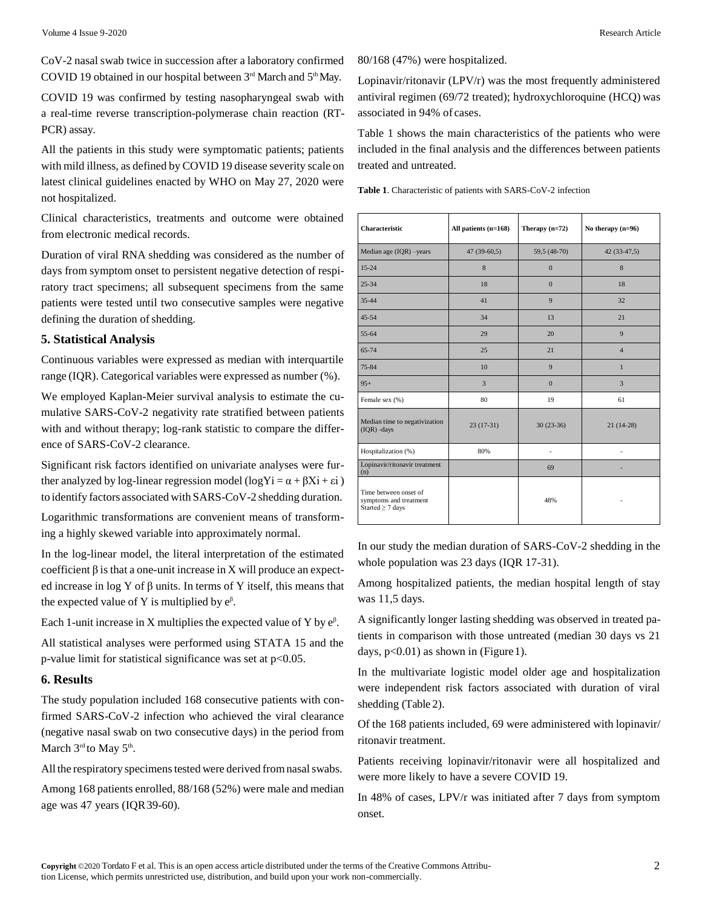CoV-2 nasal swab twice in succession after a laboratory confirmed COVID 19 obtained in our hospital between 3rd March and 5th May.

COVID 19 was confirmed by testing nasopharyngeal swab with a real-time reverse transcription-polymerase chain reaction (RT-PCR) assay.

All the patients in this study were symptomatic patients; patients with mild illness, as defined by COVID 19 disease severity scale on latest clinical guidelines enacted by WHO on May 27, 2020 were not hospitalized.

Clinical characteristics, treatments and outcome were obtained from electronic medical records.

Duration of viral RNA shedding was considered as the number of days from symptom onset to persistent negative detection of respiratory tract specimens; all subsequent specimens from the same patients were tested until two consecutive samples were negative defining the duration of shedding.

## 5. Statistical Analysis

Continuous variables were expressed as median with interquartile range (IQR). Categorical variables were expressed as number (%).

We employed Kaplan-Meier survival analysis to estimate the cumulative SARS-CoV-2 negativity rate stratified between patients with and without therapy; log-rank statistic to compare the difference of SARS-CoV-2 clearance.

Significant risk factors identified on univariate analyses were further analyzed by log-linear regression model ($\log Y_i = \alpha + \beta X_i + \varepsilon_i$) to identify factors associated with SARS-CoV-2 shedding duration.

Logarithmic transformations are convenient means of transforming a highly skewed variable into approximately normal.

In the log-linear model, the literal interpretation of the estimated coefficient $\beta$ is that a one-unit increase in X will produce an expected increase in log Y of $\beta$ units. In terms of Y itself, this means that the expected value of Y is multiplied by $e^{\beta}$.

Each 1-unit increase in X multiplies the expected value of Y by $e^{\beta}$.

All statistical analyses were performed using STATA 15 and the p-value limit for statistical significance was set at $p<0.05$.

## 6. Results

The study population included 168 consecutive patients with confirmed SARS-CoV-2 infection who achieved the viral clearance (negative nasal swab on two consecutive days) in the period from March 3rd to May 5th.

All the respiratory specimens tested were derived from nasal swabs.

Among 168 patients enrolled, 88/168 (52%) were male and median age was 47 years (IQR 39-60).

80/168 (47%) were hospitalized.

Lopinavir/ritonavir (LPV/r) was the most frequently administered antiviral regimen (69/72 treated); hydroxychloroquine (HCQ) was associated in 94% of cases.

Table 1 shows the main characteristics of the patients who were included in the final analysis and the differences between patients treated and untreated.

**Table 1**. Characteristic of patients with SARS-CoV-2 infection

| Characteristic | All patients (n=168) | Therapy (n=72) | No therapy (n=96) |
|---|---|---|---|
| Median age (IQR) –years | 47 (39-60,5) | 59,5 (48-70) | 42 (33-47,5) |
| 15-24 | 8 | 0 | 8 |
| 25-34 | 18 | 0 | 18 |
| 35-44 | 41 | 9 | 32 |
| 45-54 | 34 | 13 | 21 |
| 55-64 | 29 | 20 | 9 |
| 65-74 | 25 | 21 | 4 |
| 75-84 | 10 | 9 | 1 |
| 95+ | 3 | 0 | 3 |
| Female sex (%) | 80 | 19 | 61 |
| Median time to negativization (IQR) -days | 23 (17-31) | 30 (23-36) | 21 (14-28) |
| Hospitalization (%) | 80% | - | - |
| Lopinavir/ritonavir treatment (n) | | 69 | - |
| Time between onset of symptoms and treatment Started ≥ 7 days | | 48% | - |

In our study the median duration of SARS-CoV-2 shedding in the whole population was 23 days (IQR 17-31).

Among hospitalized patients, the median hospital length of stay was 11,5 days.

A significantly longer lasting shedding was observed in treated patients in comparison with those untreated (median 30 days vs 21 days, $p<0.01$) as shown in (Figure 1).

In the multivariate logistic model older age and hospitalization were independent risk factors associated with duration of viral shedding (Table 2).

Of the 168 patients included, 69 were administered with lopinavir/ritonavir treatment.

Patients receiving lopinavir/ritonavir were all hospitalized and were more likely to have a severe COVID 19.

In 48% of cases, LPV/r was initiated after 7 days from symptom onset.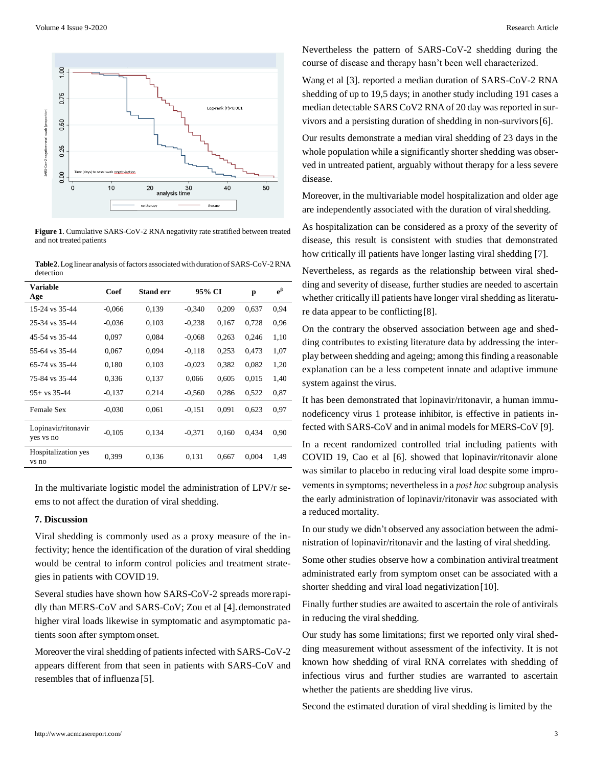**Figure 1**. Cumulative SARS-CoV-2 RNA negativity rate stratified between treated and not treated patients

**Table2**. Log linear analysis of factors associated with duration of SARS-CoV-2 RNA detection

| Variable Age | Coef | Stand err | 95% CI | | p | $e^{\beta}$ |
|---|---|---|---|---|---|---|
| 15-24 vs 35-44 | -0,066 | 0,139 | -0,340 | 0,209 | 0,637 | 0,94 |
| 25-34 vs 35-44 | -0,036 | 0,103 | -0,238 | 0,167 | 0,728 | 0,96 |
| 45-54 vs 35-44 | 0,097 | 0,084 | -0,068 | 0,263 | 0,246 | 1,10 |
| 55-64 vs 35-44 | 0,067 | 0,094 | -0,118 | 0,253 | 0,473 | 1,07 |
| 65-74 vs 35-44 | 0,180 | 0,103 | -0,023 | 0,382 | 0,082 | 1,20 |
| 75-84 vs 35-44 | 0,336 | 0,137 | 0,066 | 0,605 | 0,015 | 1,40 |
| 95+ vs 35-44 | -0,137 | 0,214 | -0,560 | 0,286 | 0,522 | 0,87 |
| Female Sex | -0,030 | 0,061 | -0,151 | 0,091 | 0,623 | 0,97 |
| Lopinavir/ritonavir yes vs no | -0,105 | 0,134 | -0,371 | 0,160 | 0,434 | 0,90 |
| Hospitalization yes vs no | 0,399 | 0,136 | 0,131 | 0,667 | 0,004 | 1,49 |

In the multivariate logistic model the administration of LPV/r seems to not affect the duration of viral shedding.

## 7. Discussion

Viral shedding is commonly used as a proxy measure of the infectivity; hence the identification of the duration of viral shedding would be central to inform control policies and treatment strategies in patients with COVID 19.

Several studies have shown how SARS-CoV-2 spreads more rapidly than MERS-CoV and SARS-CoV; Zou et al [4]. demonstrated higher viral loads likewise in symptomatic and asymptomatic patients soon after symptom onset.

Moreover the viral shedding of patients infected with SARS-CoV-2 appears different from that seen in patients with SARS-CoV and resembles that of influenza [5].

Nevertheless the pattern of SARS-CoV-2 shedding during the course of disease and therapy hasn't been well characterized.

Wang et al [3]. reported a median duration of SARS-CoV-2 RNA shedding of up to 19,5 days; in another study including 191 cases a median detectable SARS CoV2 RNA of 20 day was reported in survivors and a persisting duration of shedding in non-survivors [6].

Our results demonstrate a median viral shedding of 23 days in the whole population while a significantly shorter shedding was observed in untreated patient, arguably without therapy for a less severe disease.

Moreover, in the multivariable model hospitalization and older age are independently associated with the duration of viral shedding.

As hospitalization can be considered as a proxy of the severity of disease, this result is consistent with studies that demonstrated how critically ill patients have longer lasting viral shedding [7].

Nevertheless, as regards as the relationship between viral shedding and severity of disease, further studies are needed to ascertain whether critically ill patients have longer viral shedding as literature data appear to be conflicting [8].

On the contrary the observed association between age and shedding contributes to existing literature data by addressing the interplay between shedding and ageing; among this finding a reasonable explanation can be a less competent innate and adaptive immune system against the virus.

It has been demonstrated that lopinavir/ritonavir, a human immunodefiency virus 1 protease inhibitor, is effective in patients infected with SARS-CoV and in animal models for MERS-CoV [9].

In a recent randomized controlled trial including patients with COVID 19, Cao et al [6]. showed that lopinavir/ritonavir alone was similar to placebo in reducing viral load despite some improvements in symptoms; nevertheless in a *post hoc* subgroup analysis the early administration of lopinavir/ritonavir was associated with a reduced mortality.

In our study we didn't observed any association between the administration of lopinavir/ritonavir and the lasting of viral shedding.

Some other studies observe how a combination antiviral treatment administrated early from symptom onset can be associated with a shorter shedding and viral load negativization [10].

Finally further studies are awaited to ascertain the role of antivirals in reducing the viral shedding.

Our study has some limitations; first we reported only viral shedding measurement without assessment of the infectivity. It is not known how shedding of viral RNA correlates with shedding of infectious virus and further studies are warranted to ascertain whether the patients are shedding live virus.

Second the estimated duration of viral shedding is limited by the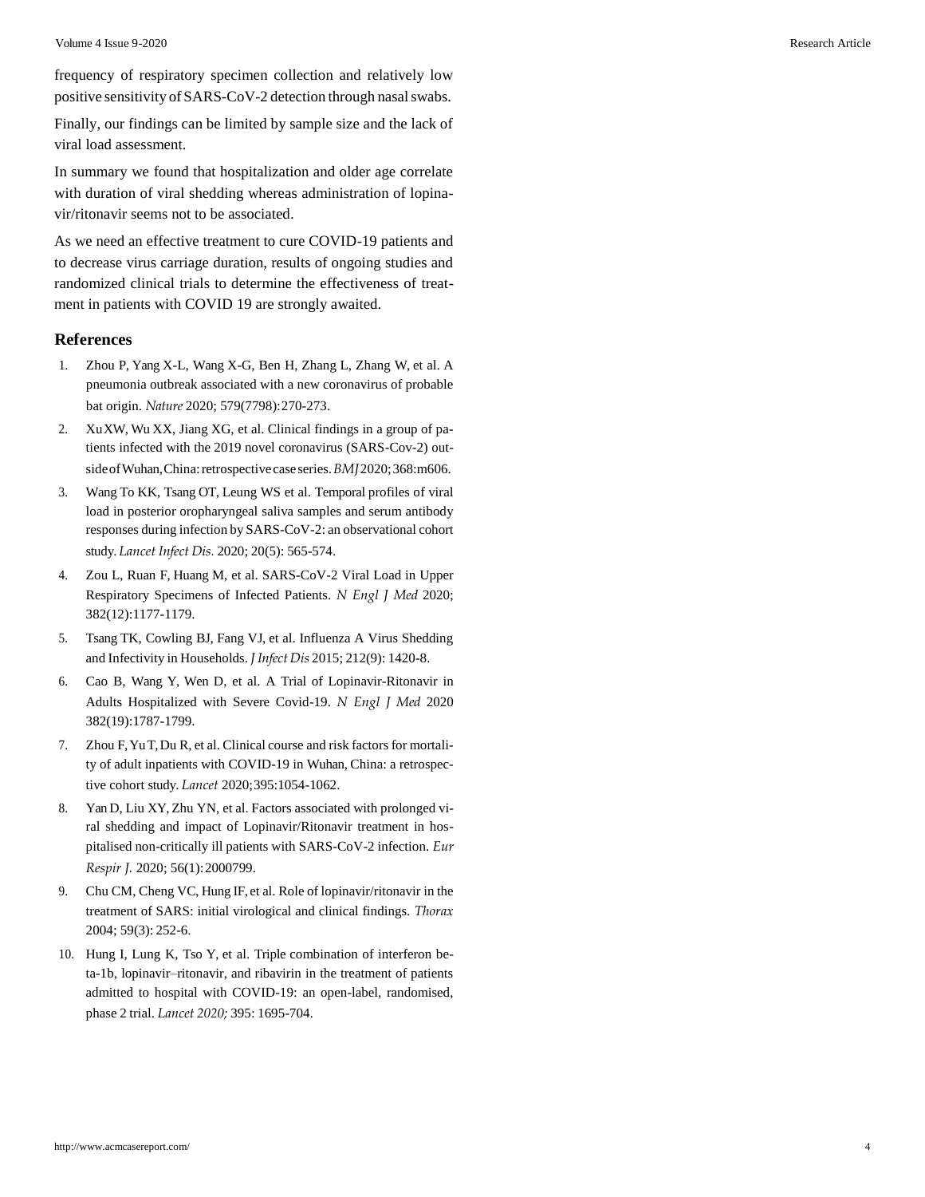frequency of respiratory specimen collection and relatively low positive sensitivity of SARS-CoV-2 detection through nasal swabs.

Finally, our findings can be limited by sample size and the lack of viral load assessment.

In summary we found that hospitalization and older age correlate with duration of viral shedding whereas administration of lopinavir/ritonavir seems not to be associated.

As we need an effective treatment to cure COVID-19 patients and to decrease virus carriage duration, results of ongoing studies and randomized clinical trials to determine the effectiveness of treatment in patients with COVID 19 are strongly awaited.

## References

1. Zhou P, Yang X-L, Wang X-G, Ben H, Zhang L, Zhang W, et al. A pneumonia outbreak associated with a new coronavirus of probable bat origin. *Nature* 2020; 579(7798):270-273.
2. Xu XW, Wu XX, Jiang XG, et al. Clinical findings in a group of patients infected with the 2019 novel coronavirus (SARS-Cov-2) outside of Wuhan, China: retrospective case series. *BMJ* 2020; 368:m606.
3. Wang To KK, Tsang OT, Leung WS et al. Temporal profiles of viral load in posterior oropharyngeal saliva samples and serum antibody responses during infection by SARS-CoV-2: an observational cohort study. *Lancet Infect Dis.* 2020; 20(5): 565-574.
4. Zou L, Ruan F, Huang M, et al. SARS-CoV-2 Viral Load in Upper Respiratory Specimens of Infected Patients. *N Engl J Med* 2020; 382(12):1177-1179.
5. Tsang TK, Cowling BJ, Fang VJ, et al. Influenza A Virus Shedding and Infectivity in Households. *J Infect Dis* 2015; 212(9): 1420-8.
6. Cao B, Wang Y, Wen D, et al. A Trial of Lopinavir-Ritonavir in Adults Hospitalized with Severe Covid-19. *N Engl J Med* 2020 382(19):1787-1799.
7. Zhou F, Yu T, Du R, et al. Clinical course and risk factors for mortality of adult inpatients with COVID-19 in Wuhan, China: a retrospective cohort study. *Lancet* 2020;395:1054-1062.
8. Yan D, Liu XY, Zhu YN, et al. Factors associated with prolonged viral shedding and impact of Lopinavir/Ritonavir treatment in hospitalised non-critically ill patients with SARS-CoV-2 infection. *Eur Respir J.* 2020; 56(1):2000799.
9. Chu CM, Cheng VC, Hung IF, et al. Role of lopinavir/ritonavir in the treatment of SARS: initial virological and clinical findings. *Thorax* 2004; 59(3): 252-6.
10. Hung I, Lung K, Tso Y, et al. Triple combination of interferon beta-1b, lopinavir–ritonavir, and ribavirin in the treatment of patients admitted to hospital with COVID-19: an open-label, randomised, phase 2 trial. *Lancet 2020;* 395: 1695-704.